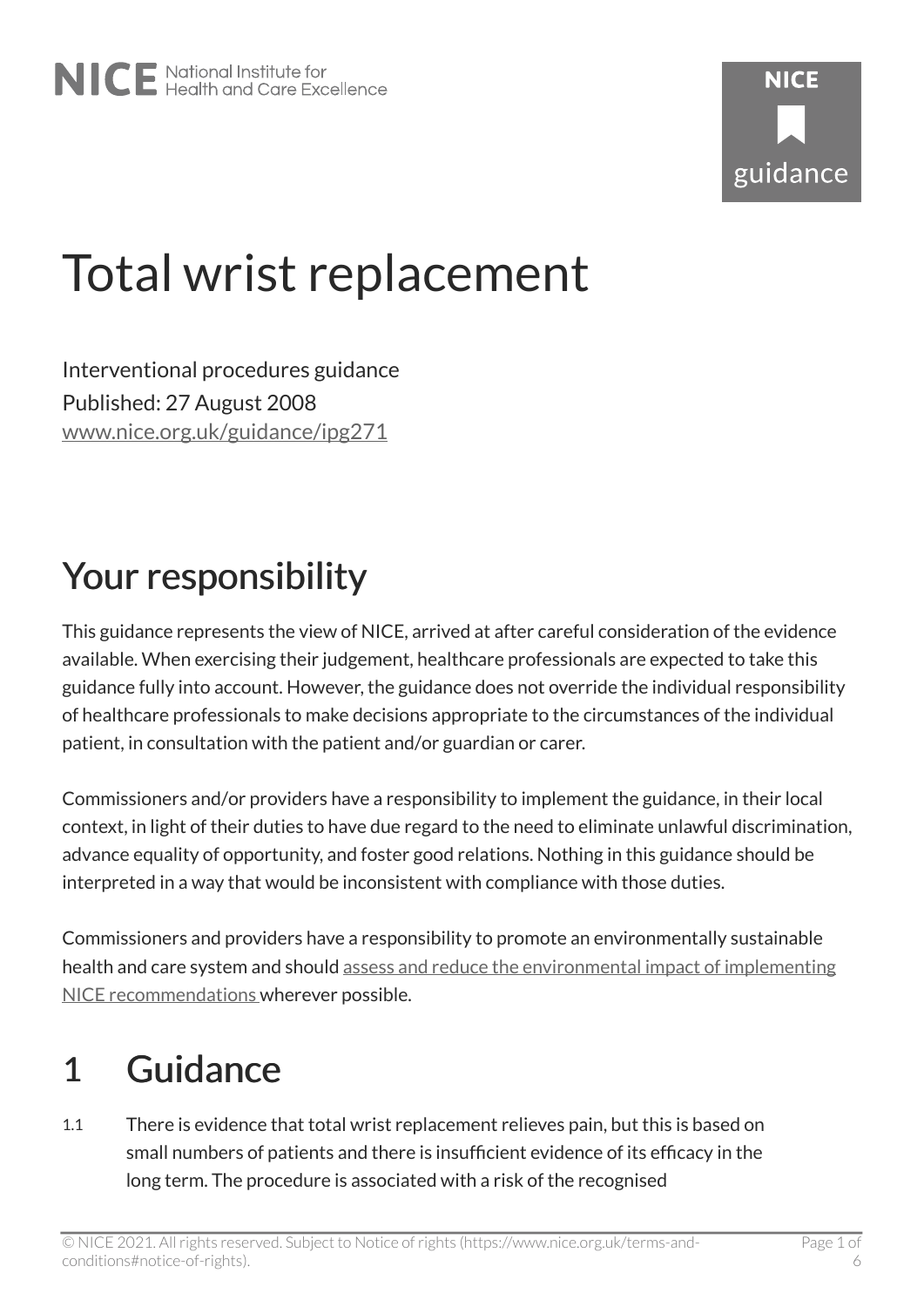# Total wrist replacement

Interventional procedures guidance
Published: 27 August 2008
www.nice.org.uk/guidance/ipg271

## Your responsibility

This guidance represents the view of NICE, arrived at after careful consideration of the evidence available. When exercising their judgement, healthcare professionals are expected to take this guidance fully into account. However, the guidance does not override the individual responsibility of healthcare professionals to make decisions appropriate to the circumstances of the individual patient, in consultation with the patient and/or guardian or carer.

Commissioners and/or providers have a responsibility to implement the guidance, in their local context, in light of their duties to have due regard to the need to eliminate unlawful discrimination, advance equality of opportunity, and foster good relations. Nothing in this guidance should be interpreted in a way that would be inconsistent with compliance with those duties.

Commissioners and providers have a responsibility to promote an environmentally sustainable health and care system and should assess and reduce the environmental impact of implementing NICE recommendations wherever possible.

## 1 Guidance

1.1 There is evidence that total wrist replacement relieves pain, but this is based on small numbers of patients and there is insufficient evidence of its efficacy in the long term. The procedure is associated with a risk of the recognised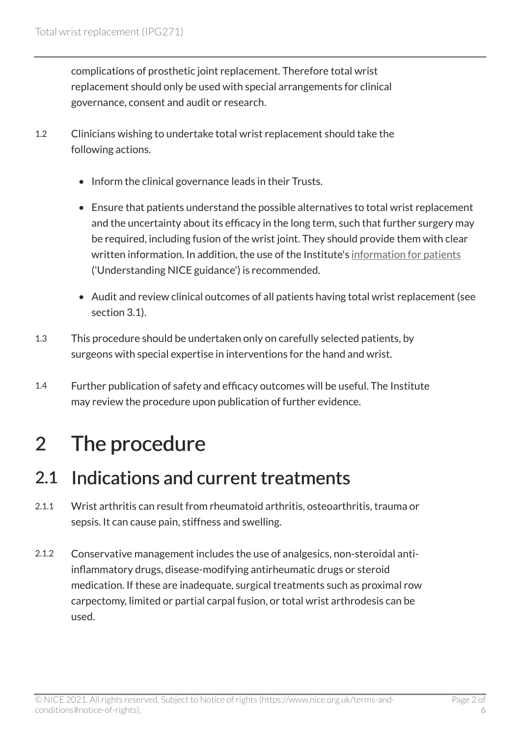complications of prosthetic joint replacement. Therefore total wrist replacement should only be used with special arrangements for clinical governance, consent and audit or research.

1.2 Clinicians wishing to undertake total wrist replacement should take the following actions.

- Inform the clinical governance leads in their Trusts.
- Ensure that patients understand the possible alternatives to total wrist replacement and the uncertainty about its efficacy in the long term, such that further surgery may be required, including fusion of the wrist joint. They should provide them with clear written information. In addition, the use of the Institute's information for patients ('Understanding NICE guidance') is recommended.
- Audit and review clinical outcomes of all patients having total wrist replacement (see section 3.1).

1.3 This procedure should be undertaken only on carefully selected patients, by surgeons with special expertise in interventions for the hand and wrist.

1.4 Further publication of safety and efficacy outcomes will be useful. The Institute may review the procedure upon publication of further evidence.

# 2 The procedure

## 2.1 Indications and current treatments

2.1.1 Wrist arthritis can result from rheumatoid arthritis, osteoarthritis, trauma or sepsis. It can cause pain, stiffness and swelling.

2.1.2 Conservative management includes the use of analgesics, non-steroidal anti-inflammatory drugs, disease-modifying antirheumatic drugs or steroid medication. If these are inadequate, surgical treatments such as proximal row carpectomy, limited or partial carpal fusion, or total wrist arthrodesis can be used.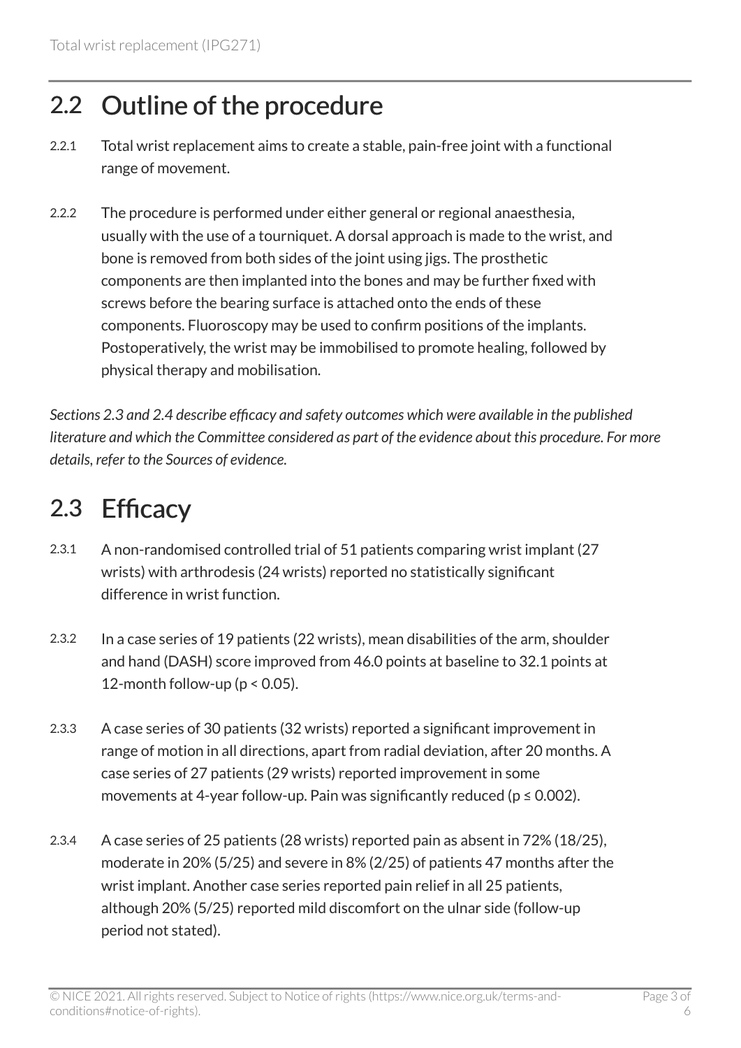## 2.2 Outline of the procedure

2.2.1 Total wrist replacement aims to create a stable, pain-free joint with a functional range of movement.

2.2.2 The procedure is performed under either general or regional anaesthesia, usually with the use of a tourniquet. A dorsal approach is made to the wrist, and bone is removed from both sides of the joint using jigs. The prosthetic components are then implanted into the bones and may be further fixed with screws before the bearing surface is attached onto the ends of these components. Fluoroscopy may be used to confirm positions of the implants. Postoperatively, the wrist may be immobilised to promote healing, followed by physical therapy and mobilisation.

*Sections 2.3 and 2.4 describe efficacy and safety outcomes which were available in the published literature and which the Committee considered as part of the evidence about this procedure. For more details, refer to the Sources of evidence.*

## 2.3 Efficacy

2.3.1 A non-randomised controlled trial of 51 patients comparing wrist implant (27 wrists) with arthrodesis (24 wrists) reported no statistically significant difference in wrist function.

2.3.2 In a case series of 19 patients (22 wrists), mean disabilities of the arm, shoulder and hand (DASH) score improved from 46.0 points at baseline to 32.1 points at 12-month follow-up ($p < 0.05$).

2.3.3 A case series of 30 patients (32 wrists) reported a significant improvement in range of motion in all directions, apart from radial deviation, after 20 months. A case series of 27 patients (29 wrists) reported improvement in some movements at 4-year follow-up. Pain was significantly reduced ($p \leq 0.002$).

2.3.4 A case series of 25 patients (28 wrists) reported pain as absent in 72% (18/25), moderate in 20% (5/25) and severe in 8% (2/25) of patients 47 months after the wrist implant. Another case series reported pain relief in all 25 patients, although 20% (5/25) reported mild discomfort on the ulnar side (follow-up period not stated).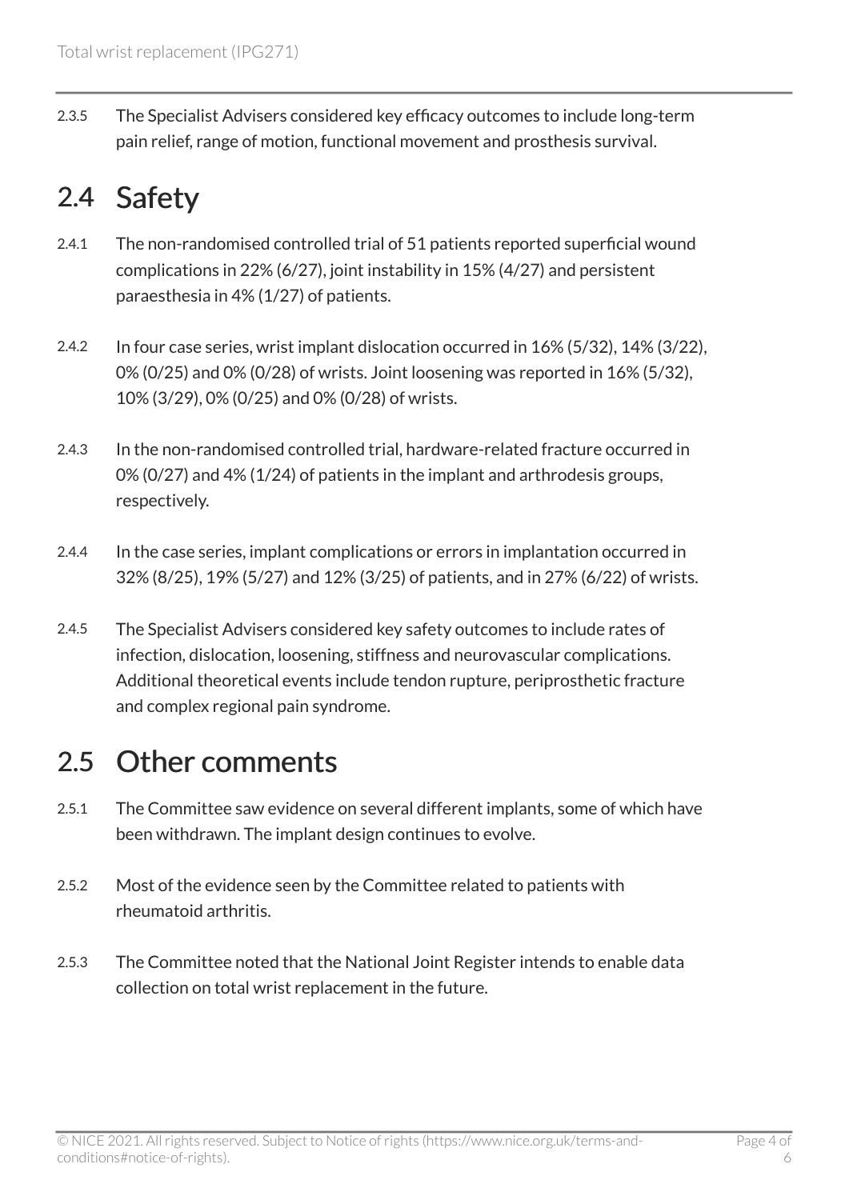2.3.5 The Specialist Advisers considered key efficacy outcomes to include long-term pain relief, range of motion, functional movement and prosthesis survival.

## 2.4 Safety

2.4.1 The non-randomised controlled trial of 51 patients reported superficial wound complications in 22% (6/27), joint instability in 15% (4/27) and persistent paraesthesia in 4% (1/27) of patients.

2.4.2 In four case series, wrist implant dislocation occurred in 16% (5/32), 14% (3/22), 0% (0/25) and 0% (0/28) of wrists. Joint loosening was reported in 16% (5/32), 10% (3/29), 0% (0/25) and 0% (0/28) of wrists.

2.4.3 In the non-randomised controlled trial, hardware-related fracture occurred in 0% (0/27) and 4% (1/24) of patients in the implant and arthrodesis groups, respectively.

2.4.4 In the case series, implant complications or errors in implantation occurred in 32% (8/25), 19% (5/27) and 12% (3/25) of patients, and in 27% (6/22) of wrists.

2.4.5 The Specialist Advisers considered key safety outcomes to include rates of infection, dislocation, loosening, stiffness and neurovascular complications. Additional theoretical events include tendon rupture, periprosthetic fracture and complex regional pain syndrome.

## 2.5 Other comments

2.5.1 The Committee saw evidence on several different implants, some of which have been withdrawn. The implant design continues to evolve.

2.5.2 Most of the evidence seen by the Committee related to patients with rheumatoid arthritis.

2.5.3 The Committee noted that the National Joint Register intends to enable data collection on total wrist replacement in the future.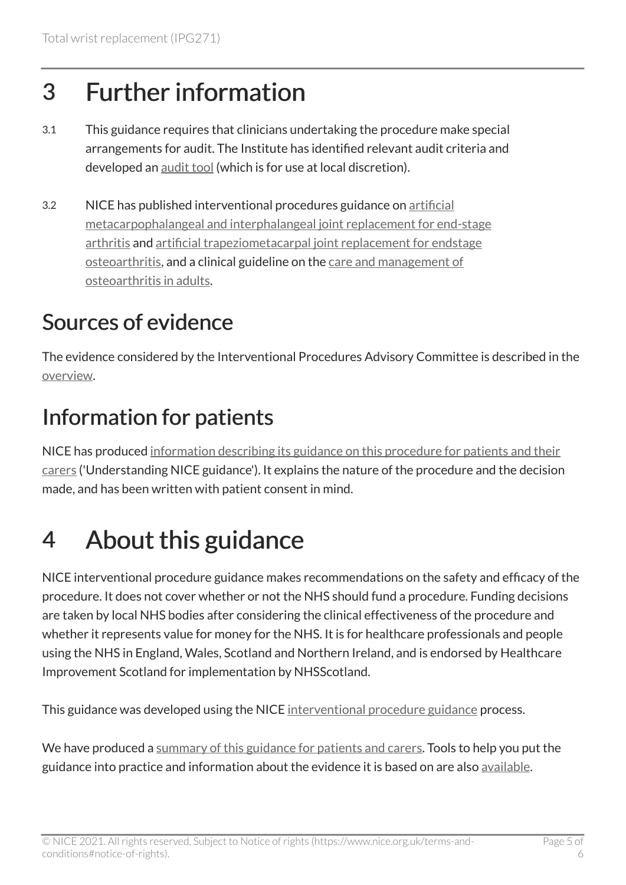# 3 Further information

3.1 This guidance requires that clinicians undertaking the procedure make special arrangements for audit. The Institute has identified relevant audit criteria and developed an audit tool (which is for use at local discretion).

3.2 NICE has published interventional procedures guidance on artificial metacarpophalangeal and interphalangeal joint replacement for end-stage arthritis and artificial trapeziometacarpal joint replacement for endstage osteoarthritis, and a clinical guideline on the care and management of osteoarthritis in adults.

## Sources of evidence

The evidence considered by the Interventional Procedures Advisory Committee is described in the overview.

## Information for patients

NICE has produced information describing its guidance on this procedure for patients and their carers ('Understanding NICE guidance'). It explains the nature of the procedure and the decision made, and has been written with patient consent in mind.

# 4 About this guidance

NICE interventional procedure guidance makes recommendations on the safety and efficacy of the procedure. It does not cover whether or not the NHS should fund a procedure. Funding decisions are taken by local NHS bodies after considering the clinical effectiveness of the procedure and whether it represents value for money for the NHS. It is for healthcare professionals and people using the NHS in England, Wales, Scotland and Northern Ireland, and is endorsed by Healthcare Improvement Scotland for implementation by NHSScotland.

This guidance was developed using the NICE interventional procedure guidance process.

We have produced a summary of this guidance for patients and carers. Tools to help you put the guidance into practice and information about the evidence it is based on are also available.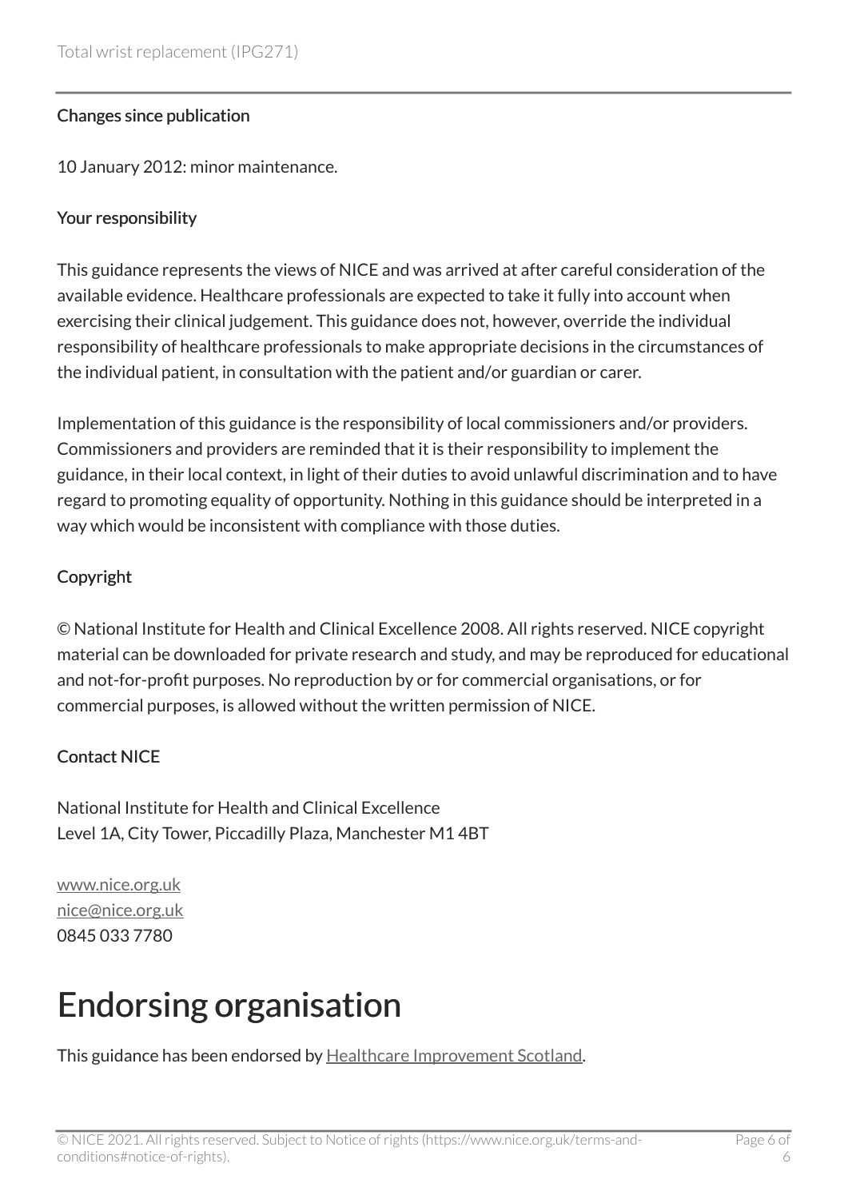### Changes since publication

10 January 2012: minor maintenance.

### Your responsibility

This guidance represents the views of NICE and was arrived at after careful consideration of the available evidence. Healthcare professionals are expected to take it fully into account when exercising their clinical judgement. This guidance does not, however, override the individual responsibility of healthcare professionals to make appropriate decisions in the circumstances of the individual patient, in consultation with the patient and/or guardian or carer.

Implementation of this guidance is the responsibility of local commissioners and/or providers. Commissioners and providers are reminded that it is their responsibility to implement the guidance, in their local context, in light of their duties to avoid unlawful discrimination and to have regard to promoting equality of opportunity. Nothing in this guidance should be interpreted in a way which would be inconsistent with compliance with those duties.

### Copyright

© National Institute for Health and Clinical Excellence 2008. All rights reserved. NICE copyright material can be downloaded for private research and study, and may be reproduced for educational and not-for-profit purposes. No reproduction by or for commercial organisations, or for commercial purposes, is allowed without the written permission of NICE.

### Contact NICE

National Institute for Health and Clinical Excellence
Level 1A, City Tower, Piccadilly Plaza, Manchester M1 4BT

www.nice.org.uk
nice@nice.org.uk
0845 033 7780

# Endorsing organisation

This guidance has been endorsed by Healthcare Improvement Scotland.